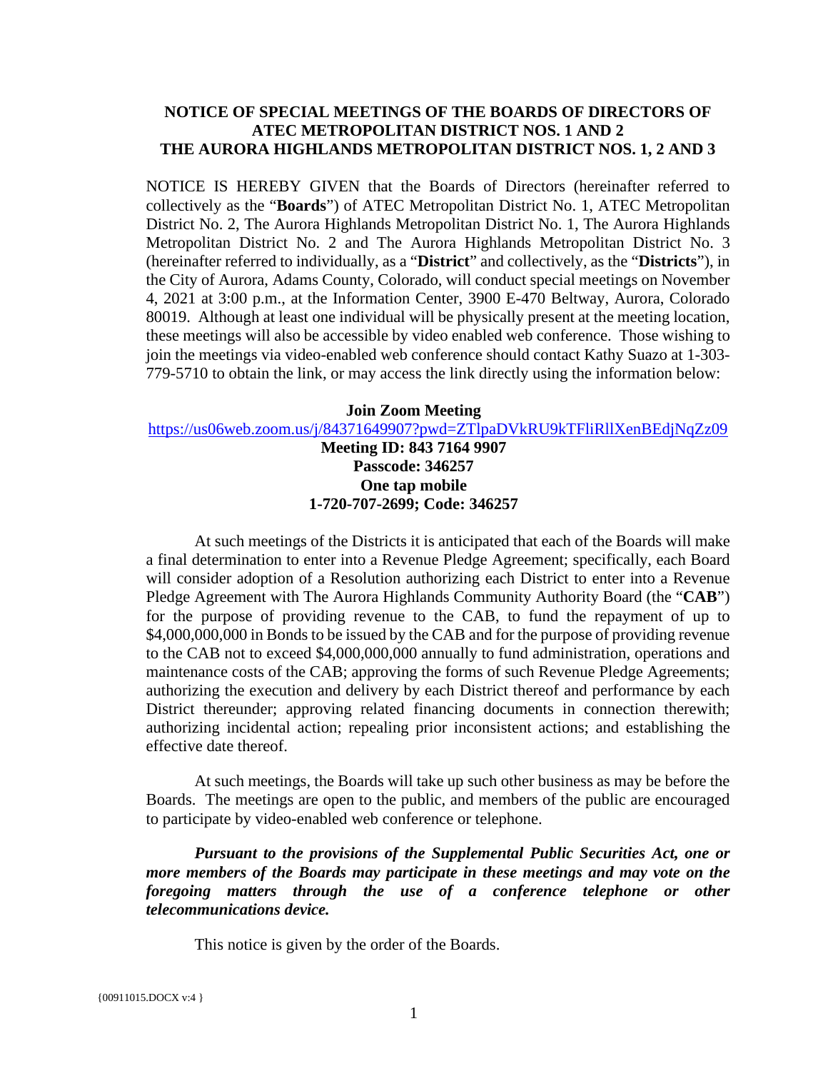**NOTICE OF SPECIAL MEETINGS OF THE BOARDS OF DIRECTORS OF ATEC METROPOLITAN DISTRICT NOS. 1 AND 2 THE AURORA HIGHLANDS METROPOLITAN DISTRICT NOS. 1, 2 AND 3**

NOTICE IS HEREBY GIVEN that the Boards of Directors (hereinafter referred to collectively as the "**Boards**") of ATEC Metropolitan District No. 1, ATEC Metropolitan District No. 2, The Aurora Highlands Metropolitan District No. 1, The Aurora Highlands Metropolitan District No. 2 and The Aurora Highlands Metropolitan District No. 3 (hereinafter referred to individually, as a "**District**" and collectively, as the "**Districts**"), in the City of Aurora, Adams County, Colorado, will conduct special meetings on November 4, 2021 at 3:00 p.m., at the Information Center, 3900 E-470 Beltway, Aurora, Colorado 80019. Although at least one individual will be physically present at the meeting location, these meetings will also be accessible by video enabled web conference. Those wishing to join the meetings via video-enabled web conference should contact Kathy Suazo at 1-303-779-5710 to obtain the link, or may access the link directly using the information below:

**Join Zoom Meeting**
https://us06web.zoom.us/j/84371649907?pwd=ZTlpaDVkRU9kTFliRllXenBEdjNqZz09
**Meeting ID: 843 7164 9907**
**Passcode: 346257**
**One tap mobile**
**1-720-707-2699; Code: 346257**

At such meetings of the Districts it is anticipated that each of the Boards will make a final determination to enter into a Revenue Pledge Agreement; specifically, each Board will consider adoption of a Resolution authorizing each District to enter into a Revenue Pledge Agreement with The Aurora Highlands Community Authority Board (the "**CAB**") for the purpose of providing revenue to the CAB, to fund the repayment of up to $4,000,000,000 in Bonds to be issued by the CAB and for the purpose of providing revenue to the CAB not to exceed $4,000,000,000 annually to fund administration, operations and maintenance costs of the CAB; approving the forms of such Revenue Pledge Agreements; authorizing the execution and delivery by each District thereof and performance by each District thereunder; approving related financing documents in connection therewith; authorizing incidental action; repealing prior inconsistent actions; and establishing the effective date thereof.

At such meetings, the Boards will take up such other business as may be before the Boards. The meetings are open to the public, and members of the public are encouraged to participate by video-enabled web conference or telephone.

***Pursuant to the provisions of the Supplemental Public Securities Act, one or more members of the Boards may participate in these meetings and may vote on the foregoing matters through the use of a conference telephone or other telecommunications device.***

This notice is given by the order of the Boards.

{00911015.DOCX v:4 }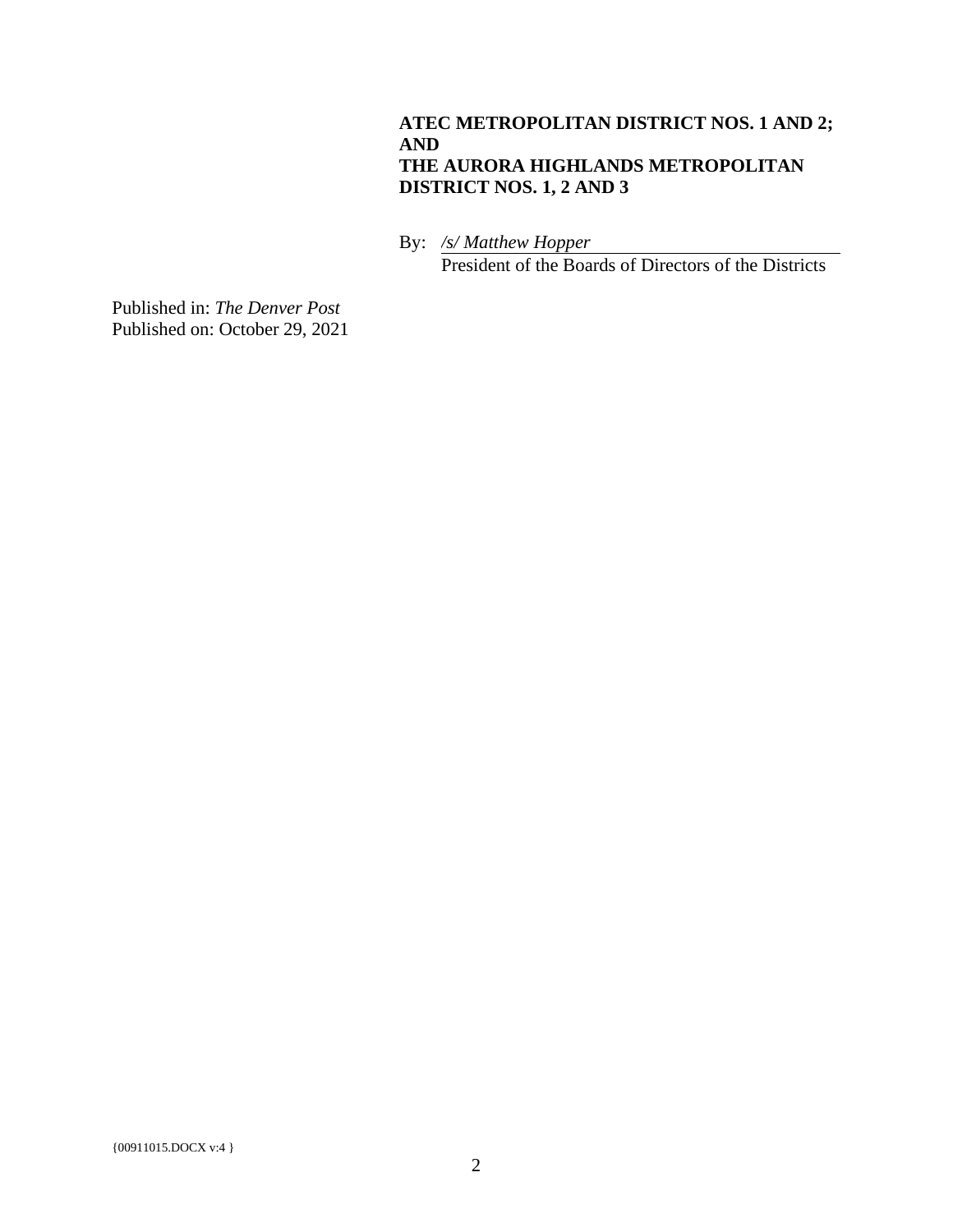**ATEC METROPOLITAN DISTRICT NOS. 1 AND 2; AND THE AURORA HIGHLANDS METROPOLITAN DISTRICT NOS. 1, 2 AND 3**

By: */s/ Matthew Hopper*
President of the Boards of Directors of the Districts

Published in: *The Denver Post*
Published on: October 29, 2021

{00911015.DOCX v:4 }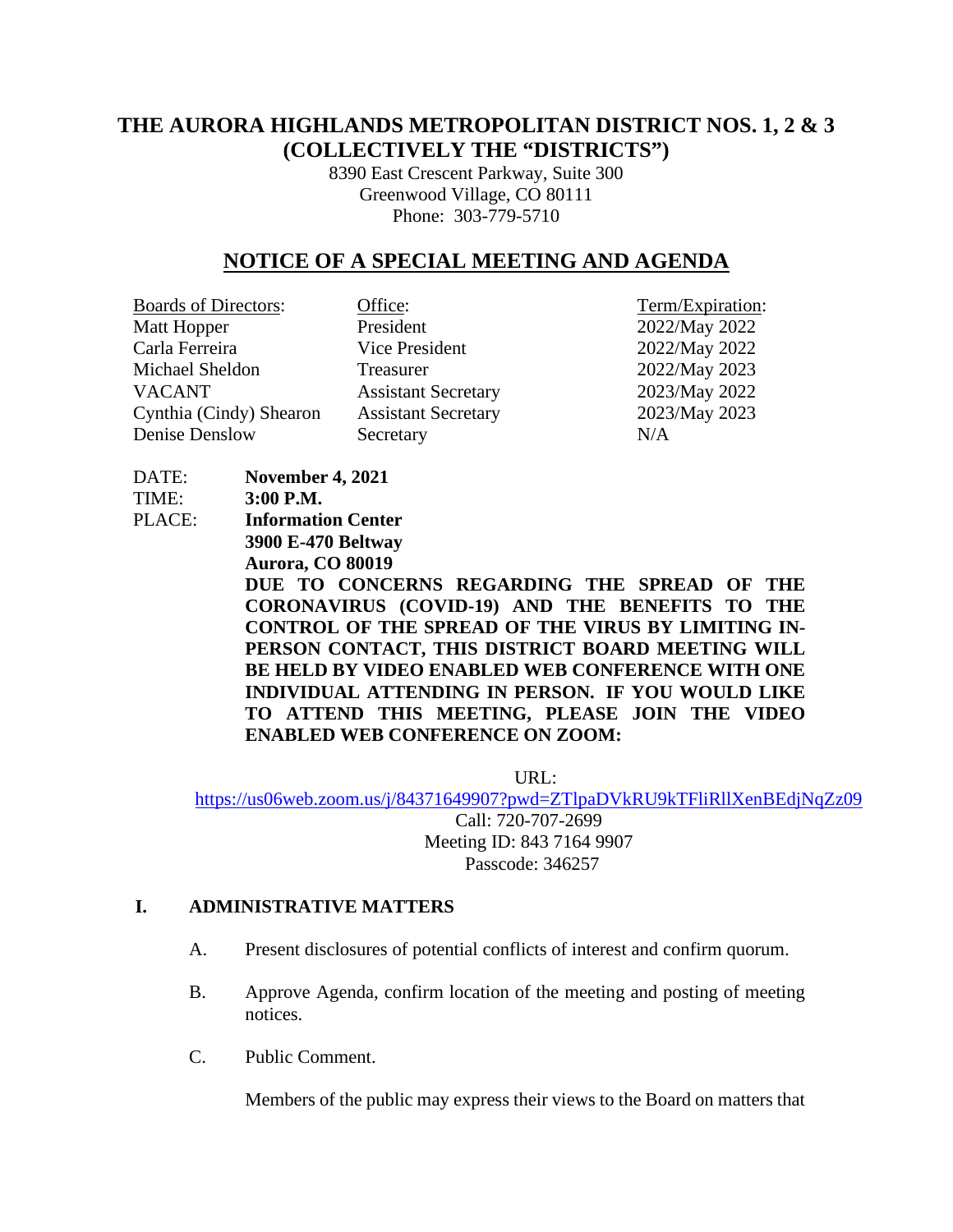# THE AURORA HIGHLANDS METROPOLITAN DISTRICT NOS. 1, 2 & 3 (COLLECTIVELY THE "DISTRICTS")

8390 East Crescent Parkway, Suite 300
Greenwood Village, CO 80111
Phone: 303-779-5710

## NOTICE OF A SPECIAL MEETING AND AGENDA

| Boards of Directors: | Office: | Term/Expiration: |
|---|---|---|
| Matt Hopper | President | 2022/May 2022 |
| Carla Ferreira | Vice President | 2022/May 2022 |
| Michael Sheldon | Treasurer | 2022/May 2023 |
| VACANT | Assistant Secretary | 2023/May 2022 |
| Cynthia (Cindy) Shearon | Assistant Secretary | 2023/May 2023 |
| Denise Denslow | Secretary | N/A |

DATE: **November 4, 2021**
TIME: **3:00 P.M.**
PLACE: **Information Center**
**3900 E-470 Beltway**
**Aurora, CO 80019**

**DUE TO CONCERNS REGARDING THE SPREAD OF THE CORONAVIRUS (COVID-19) AND THE BENEFITS TO THE CONTROL OF THE SPREAD OF THE VIRUS BY LIMITING IN-PERSON CONTACT, THIS DISTRICT BOARD MEETING WILL BE HELD BY VIDEO ENABLED WEB CONFERENCE WITH ONE INDIVIDUAL ATTENDING IN PERSON. IF YOU WOULD LIKE TO ATTEND THIS MEETING, PLEASE JOIN THE VIDEO ENABLED WEB CONFERENCE ON ZOOM:**

URL:
https://us06web.zoom.us/j/84371649907?pwd=ZTlpaDVkRU9kTFliRllXenBEdjNqZz09
Call: 720-707-2699
Meeting ID: 843 7164 9907
Passcode: 346257

## I. ADMINISTRATIVE MATTERS

A. Present disclosures of potential conflicts of interest and confirm quorum.

B. Approve Agenda, confirm location of the meeting and posting of meeting notices.

C. Public Comment.

Members of the public may express their views to the Board on matters that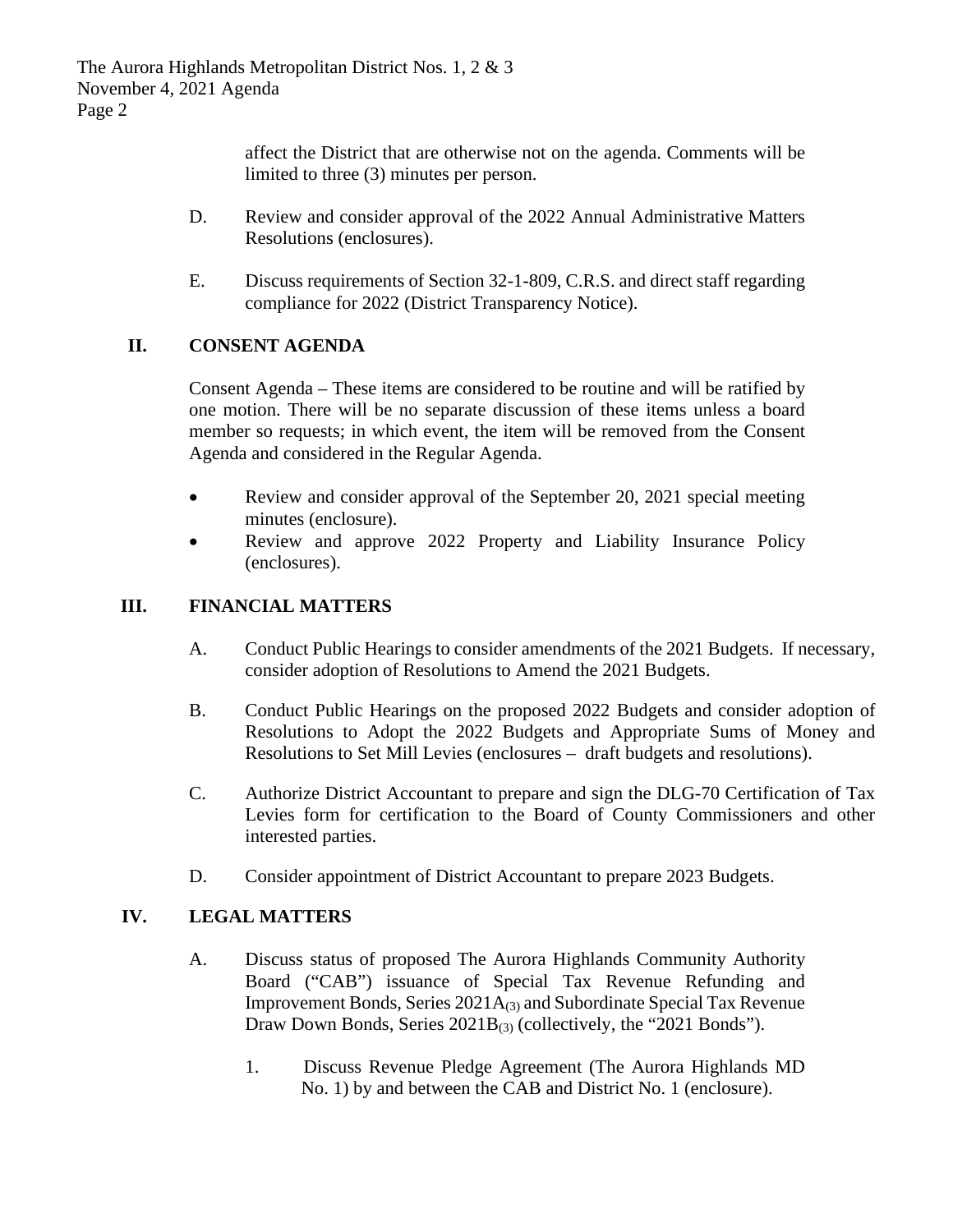affect the District that are otherwise not on the agenda. Comments will be limited to three (3) minutes per person.

D. Review and consider approval of the 2022 Annual Administrative Matters Resolutions (enclosures).

E. Discuss requirements of Section 32-1-809, C.R.S. and direct staff regarding compliance for 2022 (District Transparency Notice).

## II. CONSENT AGENDA

Consent Agenda – These items are considered to be routine and will be ratified by one motion. There will be no separate discussion of these items unless a board member so requests; in which event, the item will be removed from the Consent Agenda and considered in the Regular Agenda.

- Review and consider approval of the September 20, 2021 special meeting minutes (enclosure).
- Review and approve 2022 Property and Liability Insurance Policy (enclosures).

## III. FINANCIAL MATTERS

A. Conduct Public Hearings to consider amendments of the 2021 Budgets. If necessary, consider adoption of Resolutions to Amend the 2021 Budgets.

B. Conduct Public Hearings on the proposed 2022 Budgets and consider adoption of Resolutions to Adopt the 2022 Budgets and Appropriate Sums of Money and Resolutions to Set Mill Levies (enclosures – draft budgets and resolutions).

C. Authorize District Accountant to prepare and sign the DLG-70 Certification of Tax Levies form for certification to the Board of County Commissioners and other interested parties.

D. Consider appointment of District Accountant to prepare 2023 Budgets.

## IV. LEGAL MATTERS

A. Discuss status of proposed The Aurora Highlands Community Authority Board ("CAB") issuance of Special Tax Revenue Refunding and Improvement Bonds, Series $2021A_{(3)}$ and Subordinate Special Tax Revenue Draw Down Bonds, Series $2021B_{(3)}$ (collectively, the "2021 Bonds").

1. Discuss Revenue Pledge Agreement (The Aurora Highlands MD No. 1) by and between the CAB and District No. 1 (enclosure).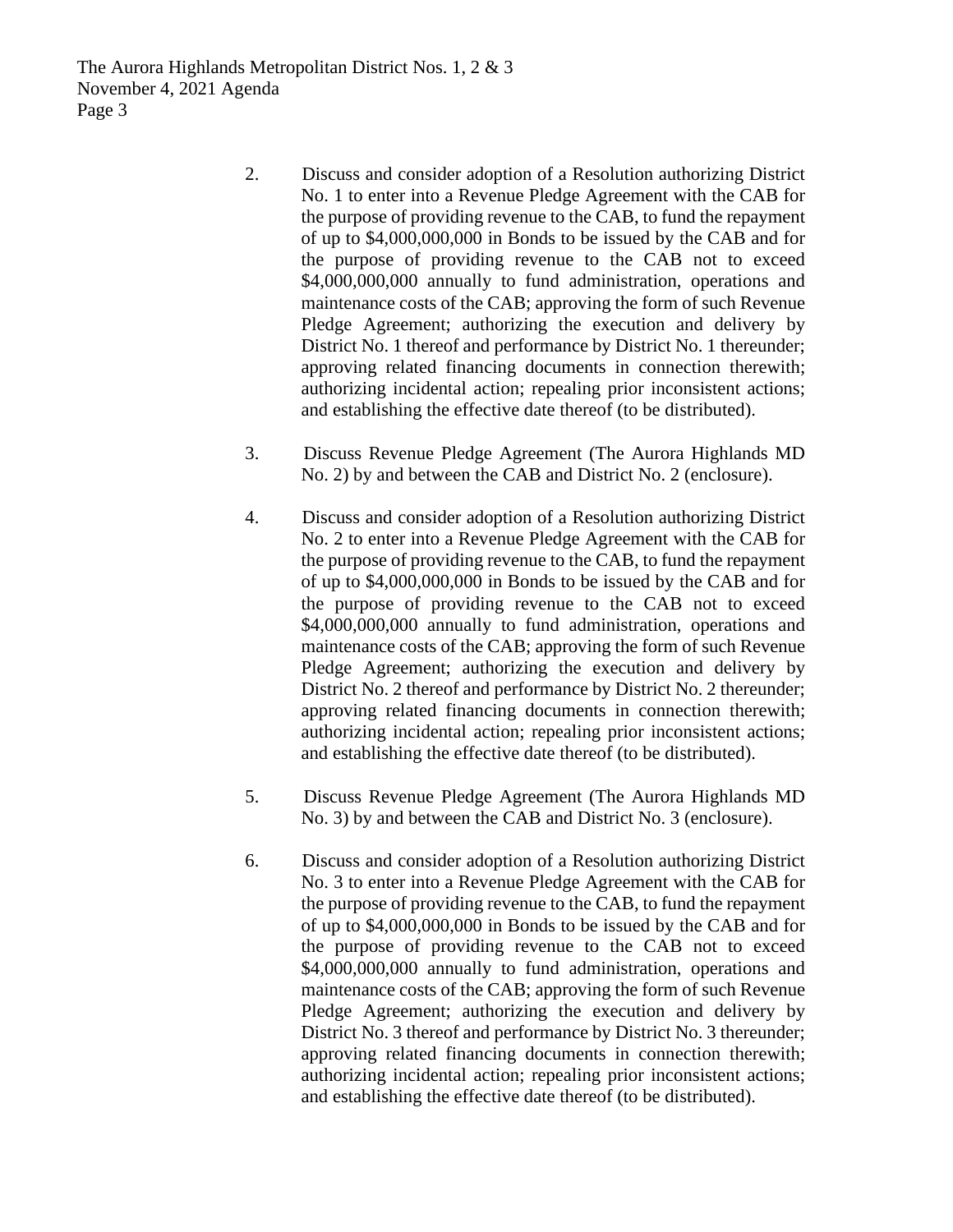2. Discuss and consider adoption of a Resolution authorizing District No. 1 to enter into a Revenue Pledge Agreement with the CAB for the purpose of providing revenue to the CAB, to fund the repayment of up to $4,000,000,000 in Bonds to be issued by the CAB and for the purpose of providing revenue to the CAB not to exceed $4,000,000,000 annually to fund administration, operations and maintenance costs of the CAB; approving the form of such Revenue Pledge Agreement; authorizing the execution and delivery by District No. 1 thereof and performance by District No. 1 thereunder; approving related financing documents in connection therewith; authorizing incidental action; repealing prior inconsistent actions; and establishing the effective date thereof (to be distributed).

3. Discuss Revenue Pledge Agreement (The Aurora Highlands MD No. 2) by and between the CAB and District No. 2 (enclosure).

4. Discuss and consider adoption of a Resolution authorizing District No. 2 to enter into a Revenue Pledge Agreement with the CAB for the purpose of providing revenue to the CAB, to fund the repayment of up to $4,000,000,000 in Bonds to be issued by the CAB and for the purpose of providing revenue to the CAB not to exceed $4,000,000,000 annually to fund administration, operations and maintenance costs of the CAB; approving the form of such Revenue Pledge Agreement; authorizing the execution and delivery by District No. 2 thereof and performance by District No. 2 thereunder; approving related financing documents in connection therewith; authorizing incidental action; repealing prior inconsistent actions; and establishing the effective date thereof (to be distributed).

5. Discuss Revenue Pledge Agreement (The Aurora Highlands MD No. 3) by and between the CAB and District No. 3 (enclosure).

6. Discuss and consider adoption of a Resolution authorizing District No. 3 to enter into a Revenue Pledge Agreement with the CAB for the purpose of providing revenue to the CAB, to fund the repayment of up to $4,000,000,000 in Bonds to be issued by the CAB and for the purpose of providing revenue to the CAB not to exceed $4,000,000,000 annually to fund administration, operations and maintenance costs of the CAB; approving the form of such Revenue Pledge Agreement; authorizing the execution and delivery by District No. 3 thereof and performance by District No. 3 thereunder; approving related financing documents in connection therewith; authorizing incidental action; repealing prior inconsistent actions; and establishing the effective date thereof (to be distributed).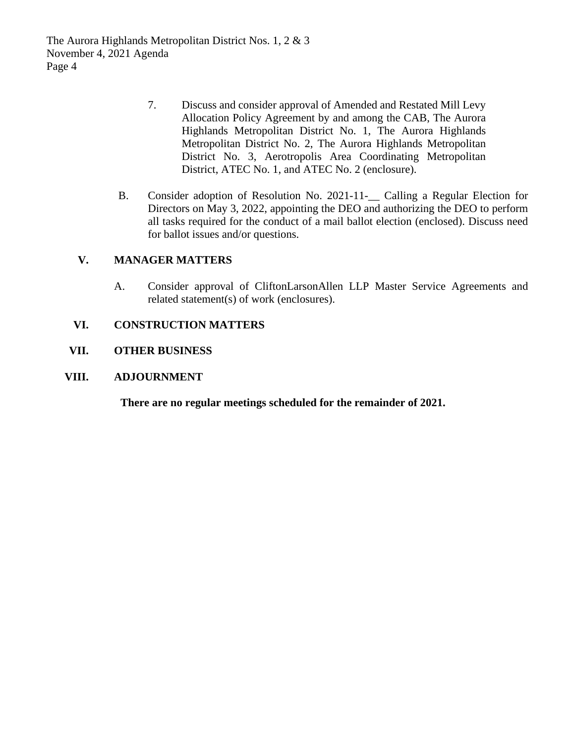7. Discuss and consider approval of Amended and Restated Mill Levy Allocation Policy Agreement by and among the CAB, The Aurora Highlands Metropolitan District No. 1, The Aurora Highlands Metropolitan District No. 2, The Aurora Highlands Metropolitan District No. 3, Aerotropolis Area Coordinating Metropolitan District, ATEC No. 1, and ATEC No. 2 (enclosure).

B. Consider adoption of Resolution No. 2021-11-__ Calling a Regular Election for Directors on May 3, 2022, appointing the DEO and authorizing the DEO to perform all tasks required for the conduct of a mail ballot election (enclosed). Discuss need for ballot issues and/or questions.

**V. MANAGER MATTERS**

A. Consider approval of CliftonLarsonAllen LLP Master Service Agreements and related statement(s) of work (enclosures).

**VI. CONSTRUCTION MATTERS**

**VII. OTHER BUSINESS**

**VIII. ADJOURNMENT**

**There are no regular meetings scheduled for the remainder of 2021.**